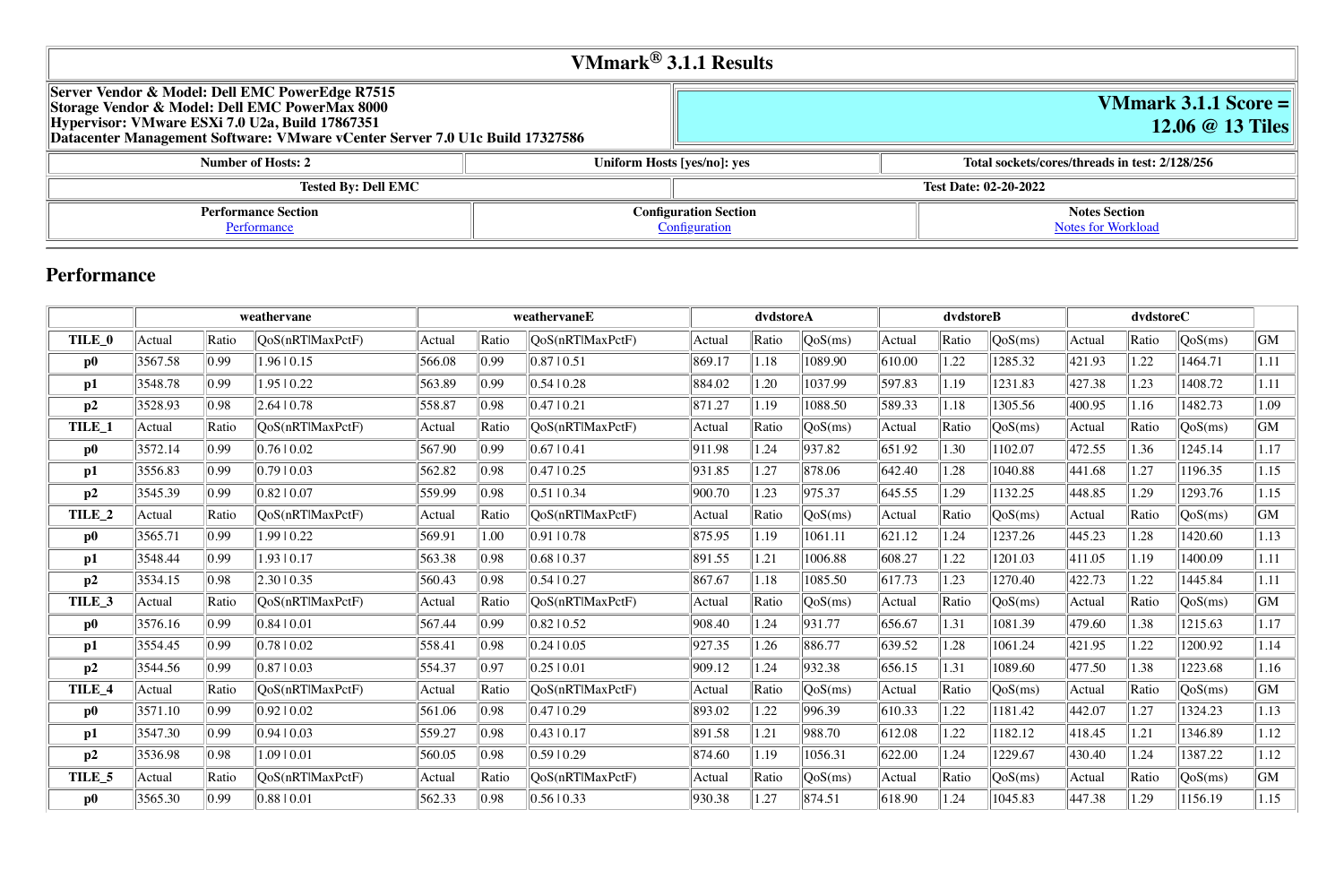# VMmark® 3.1.1 Results

| Server Vendor & Model: Dell EMC PowerEdge R7515<br>Storage Vendor & Model: Dell EMC PowerMax 8000<br>Hypervisor: VMware ESXi 7.0 U2a, Build 17867351<br>Datacenter Management Software: VMware vCenter Server 7.0 U1c Build 17327586 | VMmark 3.1.1 Score = 12.06 @ 13 Tiles |
|---|---|

| Number of Hosts: 2 | Uniform Hosts [yes/no]: yes | Total sockets/cores/threads in test: 2/128/256 |
|---|---|---|

| Tested By: Dell EMC | Test Date: 02-20-2022 |
|---|---|

| Performance Section | Configuration Section | Notes Section |
|---|---|---|
| Performance | Configuration | Notes for Workload |

## Performance

| | weathervane | | | weathervaneE | | | dvdstoreA | | | dvdstoreB | | | dvdstoreC | | | |
|---|---|---|---|---|---|---|---|---|---|---|---|---|---|---|---|---|
| **TILE_0** | Actual | Ratio | QoS(nRT\|MaxPctF) | Actual | Ratio | QoS(nRT\|MaxPctF) | Actual | Ratio | QoS(ms) | Actual | Ratio | QoS(ms) | Actual | Ratio | QoS(ms) | GM |
| **p0** | 3567.58 | 0.99 | 1.96 \| 0.15 | 566.08 | 0.99 | 0.87 \| 0.51 | 869.17 | 1.18 | 1089.90 | 610.00 | 1.22 | 1285.32 | 421.93 | 1.22 | 1464.71 | 1.11 |
| **p1** | 3548.78 | 0.99 | 1.95 \| 0.22 | 563.89 | 0.99 | 0.54 \| 0.28 | 884.02 | 1.20 | 1037.99 | 597.83 | 1.19 | 1231.83 | 427.38 | 1.23 | 1408.72 | 1.11 |
| **p2** | 3528.93 | 0.98 | 2.64 \| 0.78 | 558.87 | 0.98 | 0.47 \| 0.21 | 871.27 | 1.19 | 1088.50 | 589.33 | 1.18 | 1305.56 | 400.95 | 1.16 | 1482.73 | 1.09 |
| **TILE_1** | Actual | Ratio | QoS(nRT\|MaxPctF) | Actual | Ratio | QoS(nRT\|MaxPctF) | Actual | Ratio | QoS(ms) | Actual | Ratio | QoS(ms) | Actual | Ratio | QoS(ms) | GM |
| **p0** | 3572.14 | 0.99 | 0.76 \| 0.02 | 567.90 | 0.99 | 0.67 \| 0.41 | 911.98 | 1.24 | 937.82 | 651.92 | 1.30 | 1102.07 | 472.55 | 1.36 | 1245.14 | 1.17 |
| **p1** | 3556.83 | 0.99 | 0.79 \| 0.03 | 562.82 | 0.98 | 0.47 \| 0.25 | 931.85 | 1.27 | 878.06 | 642.40 | 1.28 | 1040.88 | 441.68 | 1.27 | 1196.35 | 1.15 |
| **p2** | 3545.39 | 0.99 | 0.82 \| 0.07 | 559.99 | 0.98 | 0.51 \| 0.34 | 900.70 | 1.23 | 975.37 | 645.55 | 1.29 | 1132.25 | 448.85 | 1.29 | 1293.76 | 1.15 |
| **TILE_2** | Actual | Ratio | QoS(nRT\|MaxPctF) | Actual | Ratio | QoS(nRT\|MaxPctF) | Actual | Ratio | QoS(ms) | Actual | Ratio | QoS(ms) | Actual | Ratio | QoS(ms) | GM |
| **p0** | 3565.71 | 0.99 | 1.99 \| 0.22 | 569.91 | 1.00 | 0.91 \| 0.78 | 875.95 | 1.19 | 1061.11 | 621.12 | 1.24 | 1237.26 | 445.23 | 1.28 | 1420.60 | 1.13 |
| **p1** | 3548.44 | 0.99 | 1.93 \| 0.17 | 563.38 | 0.98 | 0.68 \| 0.37 | 891.55 | 1.21 | 1006.88 | 608.27 | 1.22 | 1201.03 | 411.05 | 1.19 | 1400.09 | 1.11 |
| **p2** | 3534.15 | 0.98 | 2.30 \| 0.35 | 560.43 | 0.98 | 0.54 \| 0.27 | 867.67 | 1.18 | 1085.50 | 617.73 | 1.23 | 1270.40 | 422.73 | 1.22 | 1445.84 | 1.11 |
| **TILE_3** | Actual | Ratio | QoS(nRT\|MaxPctF) | Actual | Ratio | QoS(nRT\|MaxPctF) | Actual | Ratio | QoS(ms) | Actual | Ratio | QoS(ms) | Actual | Ratio | QoS(ms) | GM |
| **p0** | 3576.16 | 0.99 | 0.84 \| 0.01 | 567.44 | 0.99 | 0.82 \| 0.52 | 908.40 | 1.24 | 931.77 | 656.67 | 1.31 | 1081.39 | 479.60 | 1.38 | 1215.63 | 1.17 |
| **p1** | 3554.45 | 0.99 | 0.78 \| 0.02 | 558.41 | 0.98 | 0.24 \| 0.05 | 927.35 | 1.26 | 886.77 | 639.52 | 1.28 | 1061.24 | 421.95 | 1.22 | 1200.92 | 1.14 |
| **p2** | 3544.56 | 0.99 | 0.87 \| 0.03 | 554.37 | 0.97 | 0.25 \| 0.01 | 909.12 | 1.24 | 932.38 | 656.15 | 1.31 | 1089.60 | 477.50 | 1.38 | 1223.68 | 1.16 |
| **TILE_4** | Actual | Ratio | QoS(nRT\|MaxPctF) | Actual | Ratio | QoS(nRT\|MaxPctF) | Actual | Ratio | QoS(ms) | Actual | Ratio | QoS(ms) | Actual | Ratio | QoS(ms) | GM |
| **p0** | 3571.10 | 0.99 | 0.92 \| 0.02 | 561.06 | 0.98 | 0.47 \| 0.29 | 893.02 | 1.22 | 996.39 | 610.33 | 1.22 | 1181.42 | 442.07 | 1.27 | 1324.23 | 1.13 |
| **p1** | 3547.30 | 0.99 | 0.94 \| 0.03 | 559.27 | 0.98 | 0.43 \| 0.17 | 891.58 | 1.21 | 988.70 | 612.08 | 1.22 | 1182.12 | 418.45 | 1.21 | 1346.89 | 1.12 |
| **p2** | 3536.98 | 0.98 | 1.09 \| 0.01 | 560.05 | 0.98 | 0.59 \| 0.29 | 874.60 | 1.19 | 1056.31 | 622.00 | 1.24 | 1229.67 | 430.40 | 1.24 | 1387.22 | 1.12 |
| **TILE_5** | Actual | Ratio | QoS(nRT\|MaxPctF) | Actual | Ratio | QoS(nRT\|MaxPctF) | Actual | Ratio | QoS(ms) | Actual | Ratio | QoS(ms) | Actual | Ratio | QoS(ms) | GM |
| **p0** | 3565.30 | 0.99 | 0.88 \| 0.01 | 562.33 | 0.98 | 0.56 \| 0.33 | 930.38 | 1.27 | 874.51 | 618.90 | 1.24 | 1045.83 | 447.38 | 1.29 | 1156.19 | 1.15 |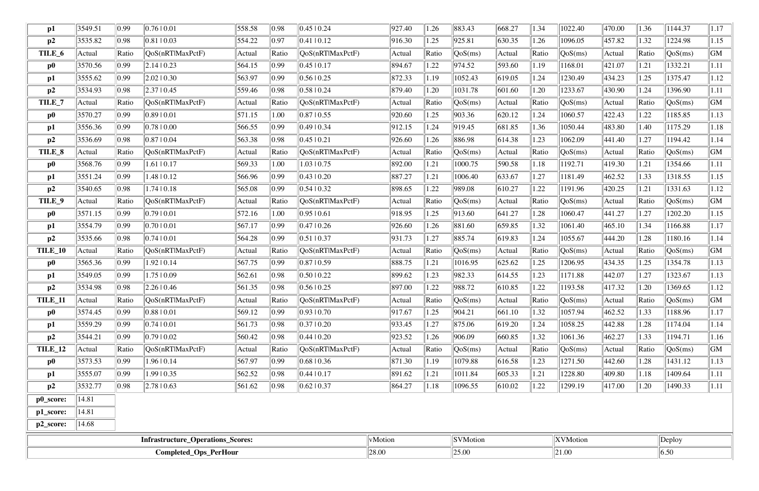| p1 | 3549.51 | 0.99 | 0.76 \| 0.01 | 558.58 | 0.98 | 0.45 \| 0.24 | 927.40 | 1.26 | 883.43 | 668.27 | 1.34 | 1022.40 | 470.00 | 1.36 | 1144.37 | 1.17 |
|---|---|---|---|---|---|---|---|---|---|---|---|---|---|---|---|---|
| **p2** | 3535.82 | 0.98 | 0.81 \| 0.03 | 554.22 | 0.97 | 0.41 \| 0.12 | 916.30 | 1.25 | 925.81 | 630.35 | 1.26 | 1096.05 | 457.82 | 1.32 | 1224.98 | 1.15 |
| **TILE_6** | Actual | Ratio | QoS(nRT\|MaxPctF) | Actual | Ratio | QoS(nRT\|MaxPctF) | Actual | Ratio | QoS(ms) | Actual | Ratio | QoS(ms) | Actual | Ratio | QoS(ms) | GM |
| **p0** | 3570.56 | 0.99 | 2.14 \| 0.23 | 564.15 | 0.99 | 0.45 \| 0.17 | 894.67 | 1.22 | 974.52 | 593.60 | 1.19 | 1168.01 | 421.07 | 1.21 | 1332.21 | 1.11 |
| **p1** | 3555.62 | 0.99 | 2.02 \| 0.30 | 563.97 | 0.99 | 0.56 \| 0.25 | 872.33 | 1.19 | 1052.43 | 619.05 | 1.24 | 1230.49 | 434.23 | 1.25 | 1375.47 | 1.12 |
| **p2** | 3534.93 | 0.98 | 2.37 \| 0.45 | 559.46 | 0.98 | 0.58 \| 0.24 | 879.40 | 1.20 | 1031.78 | 601.60 | 1.20 | 1233.67 | 430.90 | 1.24 | 1396.90 | 1.11 |
| **TILE_7** | Actual | Ratio | QoS(nRT\|MaxPctF) | Actual | Ratio | QoS(nRT\|MaxPctF) | Actual | Ratio | QoS(ms) | Actual | Ratio | QoS(ms) | Actual | Ratio | QoS(ms) | GM |
| **p0** | 3570.27 | 0.99 | 0.89 \| 0.01 | 571.15 | 1.00 | 0.87 \| 0.55 | 920.60 | 1.25 | 903.36 | 620.12 | 1.24 | 1060.57 | 422.43 | 1.22 | 1185.85 | 1.13 |
| **p1** | 3556.36 | 0.99 | 0.78 \| 0.00 | 566.55 | 0.99 | 0.49 \| 0.34 | 912.15 | 1.24 | 919.45 | 681.85 | 1.36 | 1050.44 | 483.80 | 1.40 | 1175.29 | 1.18 |
| **p2** | 3536.69 | 0.98 | 0.87 \| 0.04 | 563.38 | 0.98 | 0.45 \| 0.21 | 926.60 | 1.26 | 886.98 | 614.38 | 1.23 | 1062.09 | 441.40 | 1.27 | 1194.42 | 1.14 |
| **TILE_8** | Actual | Ratio | QoS(nRT\|MaxPctF) | Actual | Ratio | QoS(nRT\|MaxPctF) | Actual | Ratio | QoS(ms) | Actual | Ratio | QoS(ms) | Actual | Ratio | QoS(ms) | GM |
| **p0** | 3568.76 | 0.99 | 1.61 \| 0.17 | 569.33 | 1.00 | 1.03 \| 0.75 | 892.00 | 1.21 | 1000.75 | 590.58 | 1.18 | 1192.71 | 419.30 | 1.21 | 1354.66 | 1.11 |
| **p1** | 3551.24 | 0.99 | 1.48 \| 0.12 | 566.96 | 0.99 | 0.43 \| 0.20 | 887.27 | 1.21 | 1006.40 | 633.67 | 1.27 | 1181.49 | 462.52 | 1.33 | 1318.55 | 1.15 |
| **p2** | 3540.65 | 0.98 | 1.74 \| 0.18 | 565.08 | 0.99 | 0.54 \| 0.32 | 898.65 | 1.22 | 989.08 | 610.27 | 1.22 | 1191.96 | 420.25 | 1.21 | 1331.63 | 1.12 |
| **TILE_9** | Actual | Ratio | QoS(nRT\|MaxPctF) | Actual | Ratio | QoS(nRT\|MaxPctF) | Actual | Ratio | QoS(ms) | Actual | Ratio | QoS(ms) | Actual | Ratio | QoS(ms) | GM |
| **p0** | 3571.15 | 0.99 | 0.79 \| 0.01 | 572.16 | 1.00 | 0.95 \| 0.61 | 918.95 | 1.25 | 913.60 | 641.27 | 1.28 | 1060.47 | 441.27 | 1.27 | 1202.20 | 1.15 |
| **p1** | 3554.79 | 0.99 | 0.70 \| 0.01 | 567.17 | 0.99 | 0.47 \| 0.26 | 926.60 | 1.26 | 881.60 | 659.85 | 1.32 | 1061.40 | 465.10 | 1.34 | 1166.88 | 1.17 |
| **p2** | 3535.66 | 0.98 | 0.74 \| 0.01 | 564.28 | 0.99 | 0.51 \| 0.37 | 931.73 | 1.27 | 885.74 | 619.83 | 1.24 | 1055.67 | 444.20 | 1.28 | 1180.16 | 1.14 |
| **TILE_10** | Actual | Ratio | QoS(nRT\|MaxPctF) | Actual | Ratio | QoS(nRT\|MaxPctF) | Actual | Ratio | QoS(ms) | Actual | Ratio | QoS(ms) | Actual | Ratio | QoS(ms) | GM |
| **p0** | 3565.36 | 0.99 | 1.92 \| 0.14 | 567.75 | 0.99 | 0.87 \| 0.59 | 888.75 | 1.21 | 1016.95 | 625.62 | 1.25 | 1206.95 | 434.35 | 1.25 | 1354.78 | 1.13 |
| **p1** | 3549.05 | 0.99 | 1.75 \| 0.09 | 562.61 | 0.98 | 0.50 \| 0.22 | 899.62 | 1.23 | 982.33 | 614.55 | 1.23 | 1171.88 | 442.07 | 1.27 | 1323.67 | 1.13 |
| **p2** | 3534.98 | 0.98 | 2.26 \| 0.46 | 561.35 | 0.98 | 0.56 \| 0.25 | 897.00 | 1.22 | 988.72 | 610.85 | 1.22 | 1193.58 | 417.32 | 1.20 | 1369.65 | 1.12 |
| **TILE_11** | Actual | Ratio | QoS(nRT\|MaxPctF) | Actual | Ratio | QoS(nRT\|MaxPctF) | Actual | Ratio | QoS(ms) | Actual | Ratio | QoS(ms) | Actual | Ratio | QoS(ms) | GM |
| **p0** | 3574.45 | 0.99 | 0.88 \| 0.01 | 569.12 | 0.99 | 0.93 \| 0.70 | 917.67 | 1.25 | 904.21 | 661.10 | 1.32 | 1057.94 | 462.52 | 1.33 | 1188.96 | 1.17 |
| **p1** | 3559.29 | 0.99 | 0.74 \| 0.01 | 561.73 | 0.98 | 0.37 \| 0.20 | 933.45 | 1.27 | 875.06 | 619.20 | 1.24 | 1058.25 | 442.88 | 1.28 | 1174.04 | 1.14 |
| **p2** | 3544.21 | 0.99 | 0.79 \| 0.02 | 560.42 | 0.98 | 0.44 \| 0.20 | 923.52 | 1.26 | 906.09 | 660.85 | 1.32 | 1061.36 | 462.27 | 1.33 | 1194.71 | 1.16 |
| **TILE_12** | Actual | Ratio | QoS(nRT\|MaxPctF) | Actual | Ratio | QoS(nRT\|MaxPctF) | Actual | Ratio | QoS(ms) | Actual | Ratio | QoS(ms) | Actual | Ratio | QoS(ms) | GM |
| **p0** | 3573.53 | 0.99 | 1.96 \| 0.14 | 567.97 | 0.99 | 0.68 \| 0.36 | 871.30 | 1.19 | 1079.88 | 616.58 | 1.23 | 1271.50 | 442.60 | 1.28 | 1431.12 | 1.13 |
| **p1** | 3555.07 | 0.99 | 1.99 \| 0.35 | 562.52 | 0.98 | 0.44 \| 0.17 | 891.62 | 1.21 | 1011.84 | 605.33 | 1.21 | 1228.80 | 409.80 | 1.18 | 1409.64 | 1.11 |
| **p2** | 3532.77 | 0.98 | 2.78 \| 0.63 | 561.62 | 0.98 | 0.62 \| 0.37 | 864.27 | 1.18 | 1096.55 | 610.02 | 1.22 | 1299.19 | 417.00 | 1.20 | 1490.33 | 1.11 |

| **p0_score:** | 14.81 |
|---|---|
| **p1_score:** | 14.81 |
| **p2_score:** | 14.68 |

| **Infrastructure_Operations_Scores:** | vMotion | SVMotion | XVMotion | Deploy |
|---|---|---|---|---|
| **Completed_Ops_PerHour** | 28.00 | 25.00 | 21.00 | 6.50 |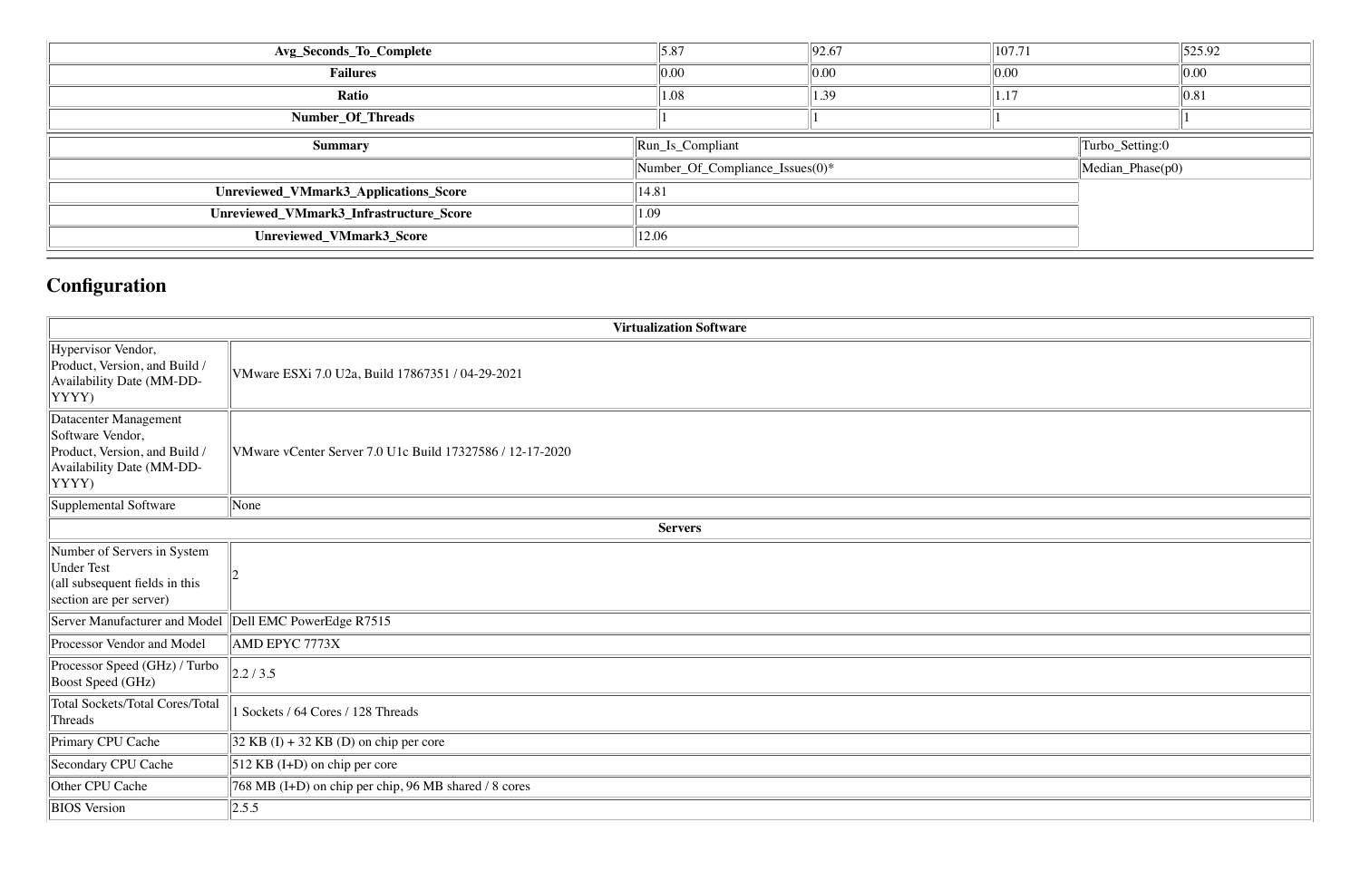| Avg_Seconds_To_Complete | 5.87 | 92.67 | 107.71 | 525.92 |
|---|---|---|---|---|
| Failures | 0.00 | 0.00 | 0.00 | 0.00 |
| Ratio | 1.08 | 1.39 | 1.17 | 0.81 |
| Number_Of_Threads | 1 | 1 | 1 | 1 |

| Summary | Run_Is_Compliant | Turbo_Setting:0 |
|---|---|---|
| | Number_Of_Compliance_Issues(0)* | Median_Phase(p0) |
| Unreviewed_VMmark3_Applications_Score | 14.81 | |
| Unreviewed_VMmark3_Infrastructure_Score | 1.09 | |
| Unreviewed_VMmark3_Score | 12.06 | |

## Configuration

| Virtualization Software | |
|---|---|
| Hypervisor Vendor, Product, Version, and Build / Availability Date (MM-DD-YYYY) | VMware ESXi 7.0 U2a, Build 17867351 / 04-29-2021 |
| Datacenter Management Software Vendor, Product, Version, and Build / Availability Date (MM-DD-YYYY) | VMware vCenter Server 7.0 U1c Build 17327586 / 12-17-2020 |
| Supplemental Software | None |
| **Servers** | |
| Number of Servers in System Under Test (all subsequent fields in this section are per server) | 2 |
| Server Manufacturer and Model | Dell EMC PowerEdge R7515 |
| Processor Vendor and Model | AMD EPYC 7773X |
| Processor Speed (GHz) / Turbo Boost Speed (GHz) | 2.2 / 3.5 |
| Total Sockets/Total Cores/Total Threads | 1 Sockets / 64 Cores / 128 Threads |
| Primary CPU Cache | 32 KB (I) + 32 KB (D) on chip per core |
| Secondary CPU Cache | 512 KB (I+D) on chip per core |
| Other CPU Cache | 768 MB (I+D) on chip per chip, 96 MB shared / 8 cores |
| BIOS Version | 2.5.5 |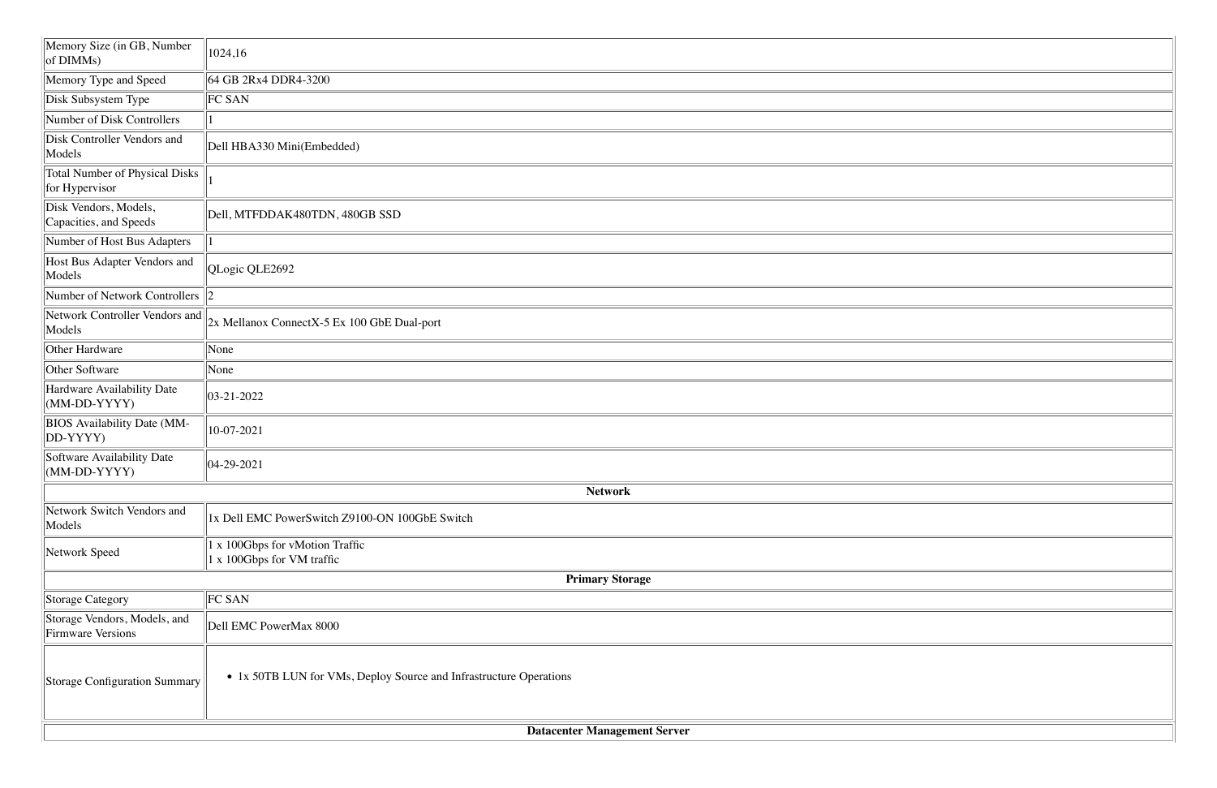| | |
|---|---|
| Memory Size (in GB, Number of DIMMs) | 1024,16 |
| Memory Type and Speed | 64 GB 2Rx4 DDR4-3200 |
| Disk Subsystem Type | FC SAN |
| Number of Disk Controllers | 1 |
| Disk Controller Vendors and Models | Dell HBA330 Mini(Embedded) |
| Total Number of Physical Disks for Hypervisor | 1 |
| Disk Vendors, Models, Capacities, and Speeds | Dell, MTFDDAK480TDN, 480GB SSD |
| Number of Host Bus Adapters | 1 |
| Host Bus Adapter Vendors and Models | QLogic QLE2692 |
| Number of Network Controllers | 2 |
| Network Controller Vendors and Models | 2x Mellanox ConnectX-5 Ex 100 GbE Dual-port |
| Other Hardware | None |
| Other Software | None |
| Hardware Availability Date (MM-DD-YYYY) | 03-21-2022 |
| BIOS Availability Date (MM-DD-YYYY) | 10-07-2021 |
| Software Availability Date (MM-DD-YYYY) | 04-29-2021 |
| **Network** | |
| Network Switch Vendors and Models | 1x Dell EMC PowerSwitch Z9100-ON 100GbE Switch |
| Network Speed | 1 x 100Gbps for vMotion Traffic<br>1 x 100Gbps for VM traffic |
| **Primary Storage** | |
| Storage Category | FC SAN |
| Storage Vendors, Models, and Firmware Versions | Dell EMC PowerMax 8000 |
| Storage Configuration Summary | • 1x 50TB LUN for VMs, Deploy Source and Infrastructure Operations |
| **Datacenter Management Server** | |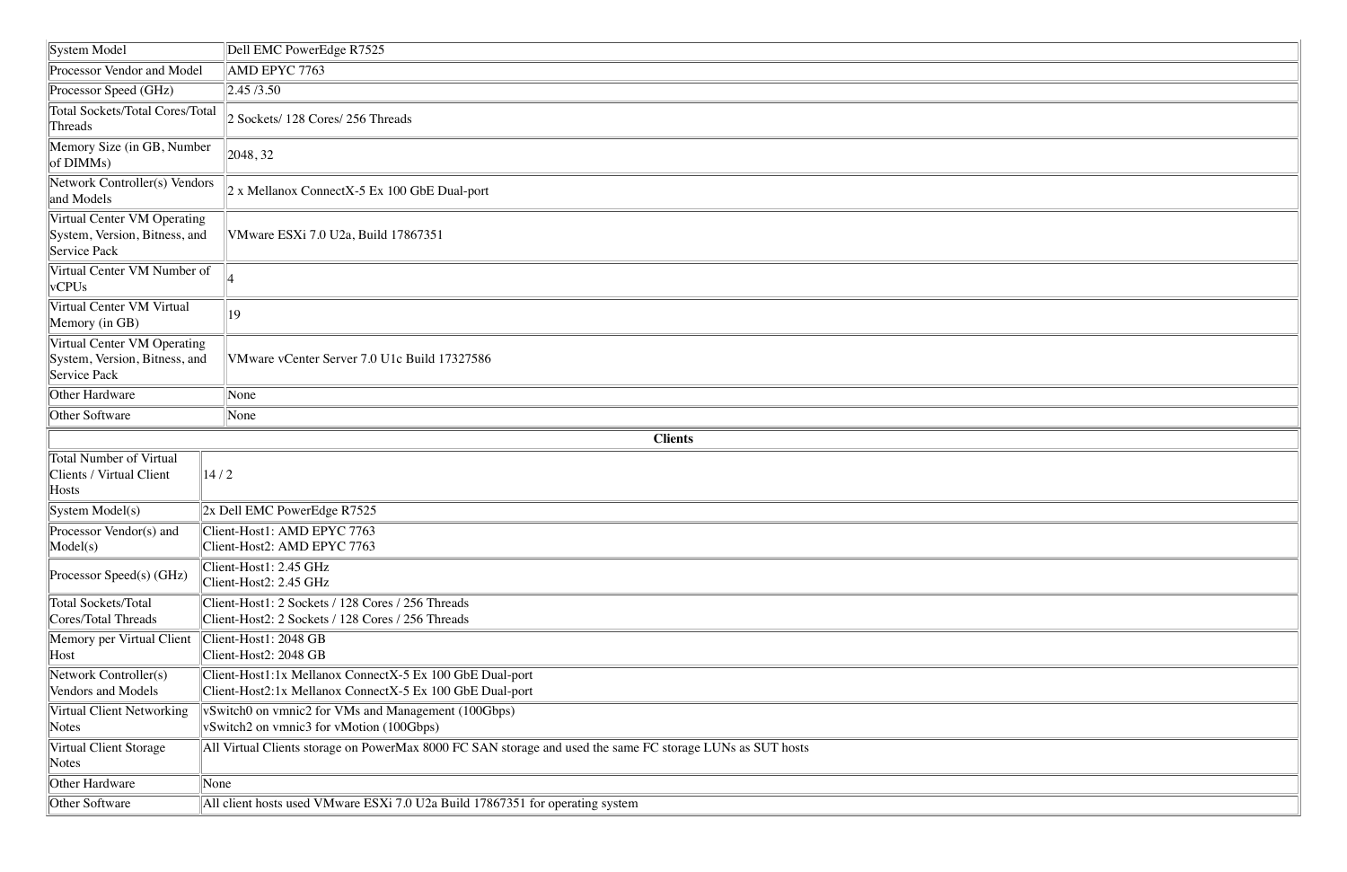| System Model | Dell EMC PowerEdge R7525 |
|---|---|
| Processor Vendor and Model | AMD EPYC 7763 |
| Processor Speed (GHz) | 2.45 /3.50 |
| Total Sockets/Total Cores/Total Threads | 2 Sockets/ 128 Cores/ 256 Threads |
| Memory Size (in GB, Number of DIMMs) | 2048, 32 |
| Network Controller(s) Vendors and Models | 2 x Mellanox ConnectX-5 Ex 100 GbE Dual-port |
| Virtual Center VM Operating System, Version, Bitness, and Service Pack | VMware ESXi 7.0 U2a, Build 17867351 |
| Virtual Center VM Number of vCPUs | 4 |
| Virtual Center VM Virtual Memory (in GB) | 19 |
| Virtual Center VM Operating System, Version, Bitness, and Service Pack | VMware vCenter Server 7.0 U1c Build 17327586 |
| Other Hardware | None |
| Other Software | None |

| **Clients** | |
|---|---|
| Total Number of Virtual Clients / Virtual Client Hosts | 14 / 2 |
| System Model(s) | 2x Dell EMC PowerEdge R7525 |
| Processor Vendor(s) and Model(s) | Client-Host1: AMD EPYC 7763<br>Client-Host2: AMD EPYC 7763 |
| Processor Speed(s) (GHz) | Client-Host1: 2.45 GHz<br>Client-Host2: 2.45 GHz |
| Total Sockets/Total Cores/Total Threads | Client-Host1: 2 Sockets / 128 Cores / 256 Threads<br>Client-Host2: 2 Sockets / 128 Cores / 256 Threads |
| Memory per Virtual Client Host | Client-Host1: 2048 GB<br>Client-Host2: 2048 GB |
| Network Controller(s) Vendors and Models | Client-Host1:1x Mellanox ConnectX-5 Ex 100 GbE Dual-port<br>Client-Host2:1x Mellanox ConnectX-5 Ex 100 GbE Dual-port |
| Virtual Client Networking Notes | vSwitch0 on vmnic2 for VMs and Management (100Gbps)<br>vSwitch2 on vmnic3 for vMotion (100Gbps) |
| Virtual Client Storage Notes | All Virtual Clients storage on PowerMax 8000 FC SAN storage and used the same FC storage LUNs as SUT hosts |
| Other Hardware | None |
| Other Software | All client hosts used VMware ESXi 7.0 U2a Build 17867351 for operating system |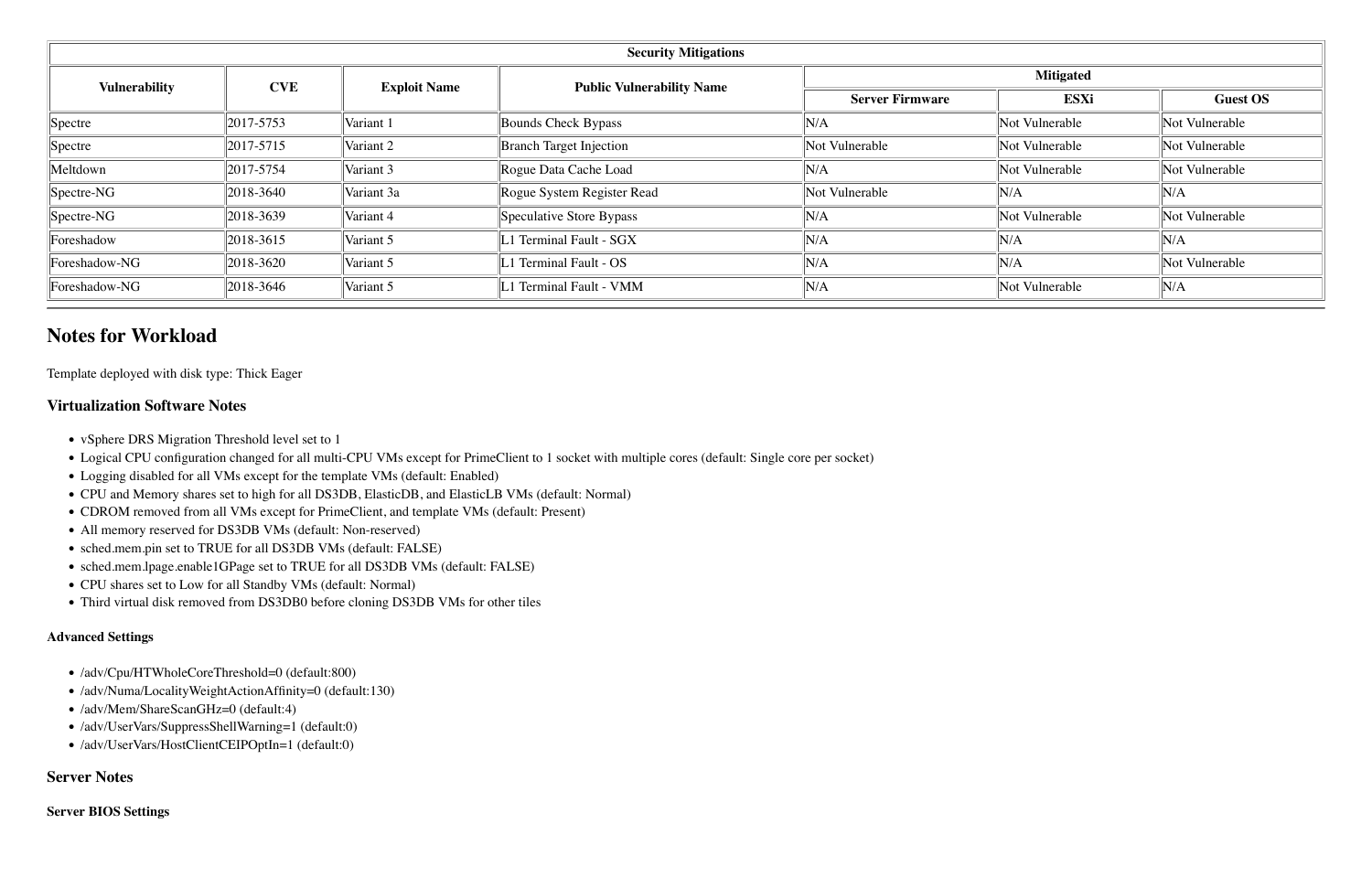| Security Mitigations | | | | | | |
|---|---|---|---|---|---|---|
| Vulnerability | CVE | Exploit Name | Public Vulnerability Name | Mitigated | | |
| | | | | Server Firmware | ESXi | Guest OS |
| Spectre | 2017-5753 | Variant 1 | Bounds Check Bypass | N/A | Not Vulnerable | Not Vulnerable |
| Spectre | 2017-5715 | Variant 2 | Branch Target Injection | Not Vulnerable | Not Vulnerable | Not Vulnerable |
| Meltdown | 2017-5754 | Variant 3 | Rogue Data Cache Load | N/A | Not Vulnerable | Not Vulnerable |
| Spectre-NG | 2018-3640 | Variant 3a | Rogue System Register Read | Not Vulnerable | N/A | N/A |
| Spectre-NG | 2018-3639 | Variant 4 | Speculative Store Bypass | N/A | Not Vulnerable | Not Vulnerable |
| Foreshadow | 2018-3615 | Variant 5 | L1 Terminal Fault - SGX | N/A | N/A | N/A |
| Foreshadow-NG | 2018-3620 | Variant 5 | L1 Terminal Fault - OS | N/A | N/A | Not Vulnerable |
| Foreshadow-NG | 2018-3646 | Variant 5 | L1 Terminal Fault - VMM | N/A | Not Vulnerable | N/A |

## Notes for Workload

Template deployed with disk type: Thick Eager

### Virtualization Software Notes

- vSphere DRS Migration Threshold level set to 1
- Logical CPU configuration changed for all multi-CPU VMs except for PrimeClient to 1 socket with multiple cores (default: Single core per socket)
- Logging disabled for all VMs except for the template VMs (default: Enabled)
- CPU and Memory shares set to high for all DS3DB, ElasticDB, and ElasticLB VMs (default: Normal)
- CDROM removed from all VMs except for PrimeClient, and template VMs (default: Present)
- All memory reserved for DS3DB VMs (default: Non-reserved)
- sched.mem.pin set to TRUE for all DS3DB VMs (default: FALSE)
- sched.mem.lpage.enable1GPage set to TRUE for all DS3DB VMs (default: FALSE)
- CPU shares set to Low for all Standby VMs (default: Normal)
- Third virtual disk removed from DS3DB0 before cloning DS3DB VMs for other tiles

#### Advanced Settings

- /adv/Cpu/HTWholeCoreThreshold=0 (default:800)
- /adv/Numa/LocalityWeightActionAffinity=0 (default:130)
- /adv/Mem/ShareScanGHz=0 (default:4)
- /adv/UserVars/SuppressShellWarning=1 (default:0)
- /adv/UserVars/HostClientCEIPOptIn=1 (default:0)

### Server Notes

#### Server BIOS Settings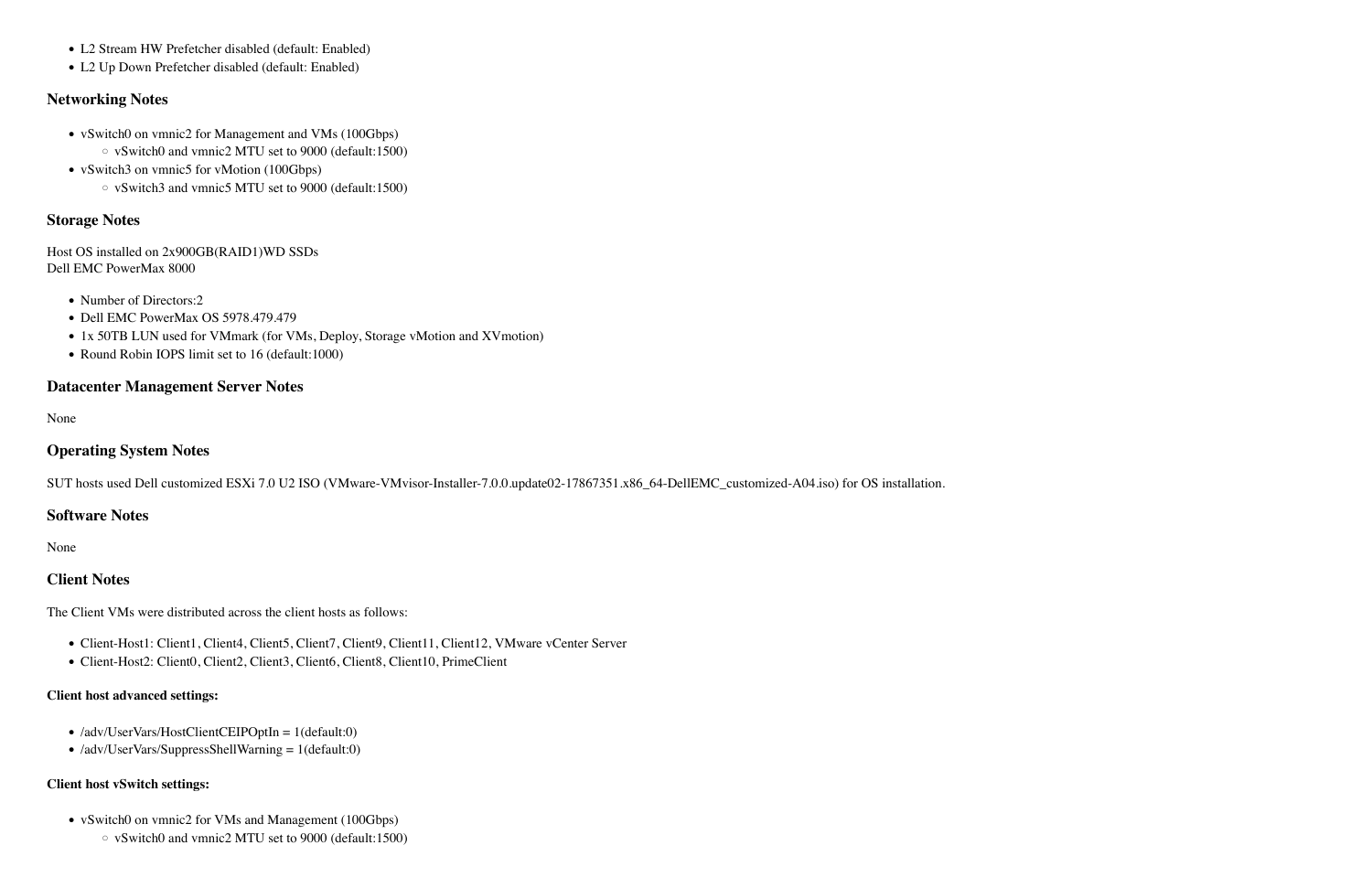- L2 Stream HW Prefetcher disabled (default: Enabled)
- L2 Up Down Prefetcher disabled (default: Enabled)

### Networking Notes

- vSwitch0 on vmnic2 for Management and VMs (100Gbps)
  - vSwitch0 and vmnic2 MTU set to 9000 (default:1500)
- vSwitch3 on vmnic5 for vMotion (100Gbps)
  - vSwitch3 and vmnic5 MTU set to 9000 (default:1500)

### Storage Notes

Host OS installed on 2x900GB(RAID1)WD SSDs
Dell EMC PowerMax 8000

- Number of Directors:2
- Dell EMC PowerMax OS 5978.479.479
- 1x 50TB LUN used for VMmark (for VMs, Deploy, Storage vMotion and XVmotion)
- Round Robin IOPS limit set to 16 (default:1000)

### Datacenter Management Server Notes

None

### Operating System Notes

SUT hosts used Dell customized ESXi 7.0 U2 ISO (VMware-VMvisor-Installer-7.0.0.update02-17867351.x86_64-DellEMC_customized-A04.iso) for OS installation.

### Software Notes

None

### Client Notes

The Client VMs were distributed across the client hosts as follows:

- Client-Host1: Client1, Client4, Client5, Client7, Client9, Client11, Client12, VMware vCenter Server
- Client-Host2: Client0, Client2, Client3, Client6, Client8, Client10, PrimeClient

#### Client host advanced settings:

- /adv/UserVars/HostClientCEIPOptIn = 1(default:0)
- /adv/UserVars/SuppressShellWarning = 1(default:0)

#### Client host vSwitch settings:

- vSwitch0 on vmnic2 for VMs and Management (100Gbps)
  - vSwitch0 and vmnic2 MTU set to 9000 (default:1500)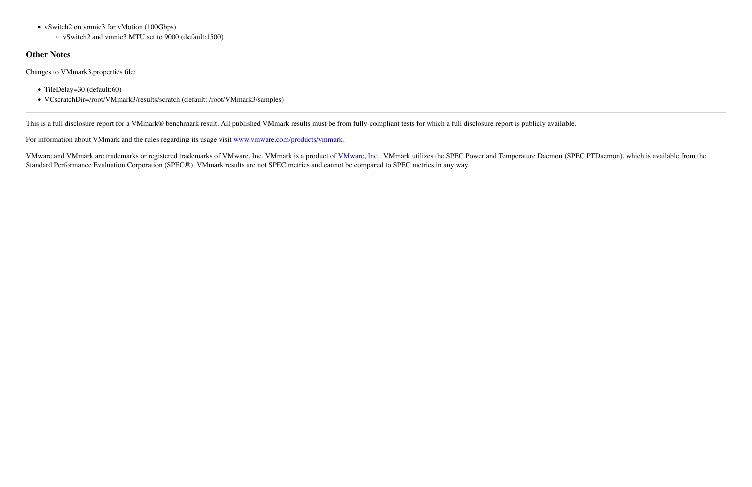- vSwitch2 on vmnic3 for vMotion (100Gbps)
  - vSwitch2 and vmnic3 MTU set to 9000 (default:1500)

### Other Notes

Changes to VMmark3.properties file:

- TileDelay=30 (default:60)
- VCscratchDir=/root/VMmark3/results/scratch (default: /root/VMmark3/samples)

---

This is a full disclosure report for a VMmark® benchmark result. All published VMmark results must be from fully-compliant tests for which a full disclosure report is publicly available.

For information about VMmark and the rules regarding its usage visit [www.vmware.com/products/vmmark](www.vmware.com/products/vmmark).

VMware and VMmark are trademarks or registered trademarks of VMware, Inc. VMmark is a product of [VMware, Inc.](VMware, Inc.) VMmark utilizes the SPEC Power and Temperature Daemon (SPEC PTDaemon), which is available from the Standard Performance Evaluation Corporation (SPEC®). VMmark results are not SPEC metrics and cannot be compared to SPEC metrics in any way.